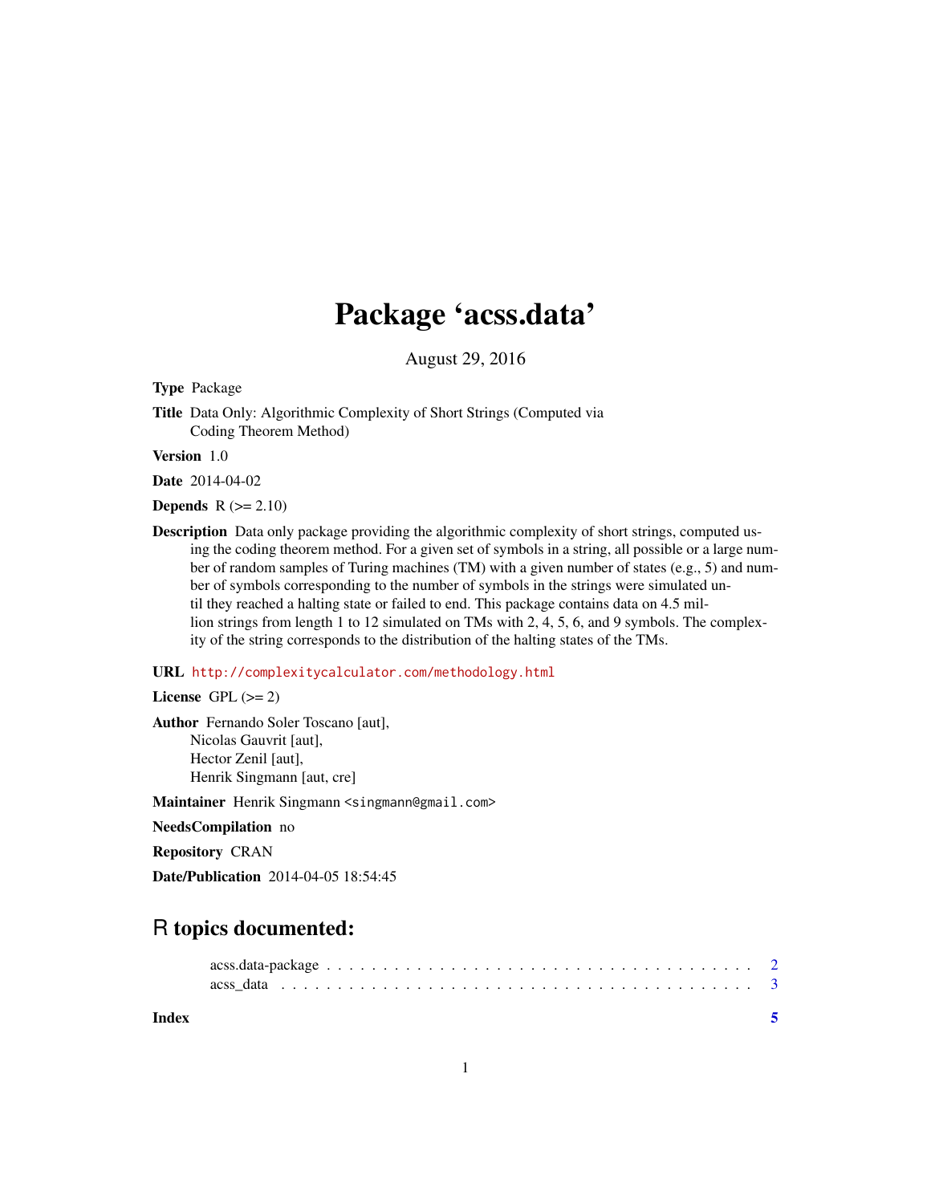# Package 'acss.data'

August 29, 2016

**Type** Package

**Title** Data Only: Algorithmic Complexity of Short Strings (Computed via Coding Theorem Method)

**Version** 1.0

**Date** 2014-04-02

**Depends** R (>= 2.10)

**Description** Data only package providing the algorithmic complexity of short strings, computed using the coding theorem method. For a given set of symbols in a string, all possible or a large number of random samples of Turing machines (TM) with a given number of states (e.g., 5) and number of symbols corresponding to the number of symbols in the strings were simulated until they reached a halting state or failed to end. This package contains data on 4.5 million strings from length 1 to 12 simulated on TMs with 2, 4, 5, 6, and 9 symbols. The complexity of the string corresponds to the distribution of the halting states of the TMs.

**URL** http://complexitycalculator.com/methodology.html

**License** GPL (>= 2)

**Author** Fernando Soler Toscano [aut],
Nicolas Gauvrit [aut],
Hector Zenil [aut],
Henrik Singmann [aut, cre]

**Maintainer** Henrik Singmann <singmann@gmail.com>

**NeedsCompilation** no

**Repository** CRAN

**Date/Publication** 2014-04-05 18:54:45

## R topics documented:

acss.data-package . . . . . . . . . . . . . . . . . . . . . . . . . . . . . . . . . . . . 2
acss_data . . . . . . . . . . . . . . . . . . . . . . . . . . . . . . . . . . . . . . . . 3

**Index** 5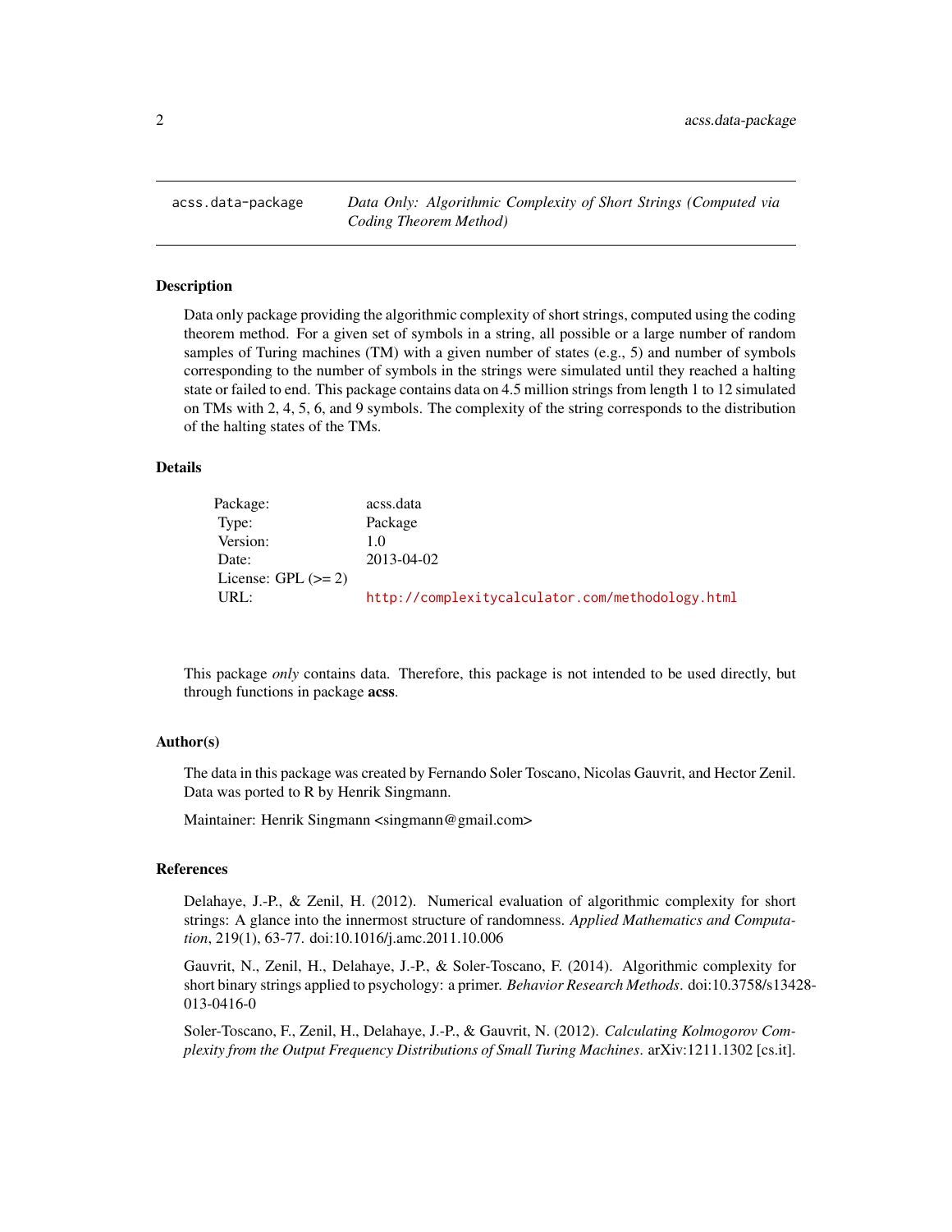`acss.data-package` *Data Only: Algorithmic Complexity of Short Strings (Computed via Coding Theorem Method)*

## Description

Data only package providing the algorithmic complexity of short strings, computed using the coding theorem method. For a given set of symbols in a string, all possible or a large number of random samples of Turing machines (TM) with a given number of states (e.g., 5) and number of symbols corresponding to the number of symbols in the strings were simulated until they reached a halting state or failed to end. This package contains data on 4.5 million strings from length 1 to 12 simulated on TMs with 2, 4, 5, 6, and 9 symbols. The complexity of the string corresponds to the distribution of the halting states of the TMs.

## Details

| | |
|---|---|
| Package: | acss.data |
| Type: | Package |
| Version: | 1.0 |
| Date: | 2013-04-02 |
| License: GPL (>= 2) | |
| URL: | http://complexitycalculator.com/methodology.html |

This package *only* contains data. Therefore, this package is not intended to be used directly, but through functions in package **acss**.

## Author(s)

The data in this package was created by Fernando Soler Toscano, Nicolas Gauvrit, and Hector Zenil. Data was ported to R by Henrik Singmann.

Maintainer: Henrik Singmann <singmann@gmail.com>

## References

Delahaye, J.-P., & Zenil, H. (2012). Numerical evaluation of algorithmic complexity for short strings: A glance into the innermost structure of randomness. *Applied Mathematics and Computation*, 219(1), 63-77. doi:10.1016/j.amc.2011.10.006

Gauvrit, N., Zenil, H., Delahaye, J.-P., & Soler-Toscano, F. (2014). Algorithmic complexity for short binary strings applied to psychology: a primer. *Behavior Research Methods*. doi:10.3758/s13428-013-0416-0

Soler-Toscano, F., Zenil, H., Delahaye, J.-P., & Gauvrit, N. (2012). *Calculating Kolmogorov Complexity from the Output Frequency Distributions of Small Turing Machines*. arXiv:1211.1302 [cs.it].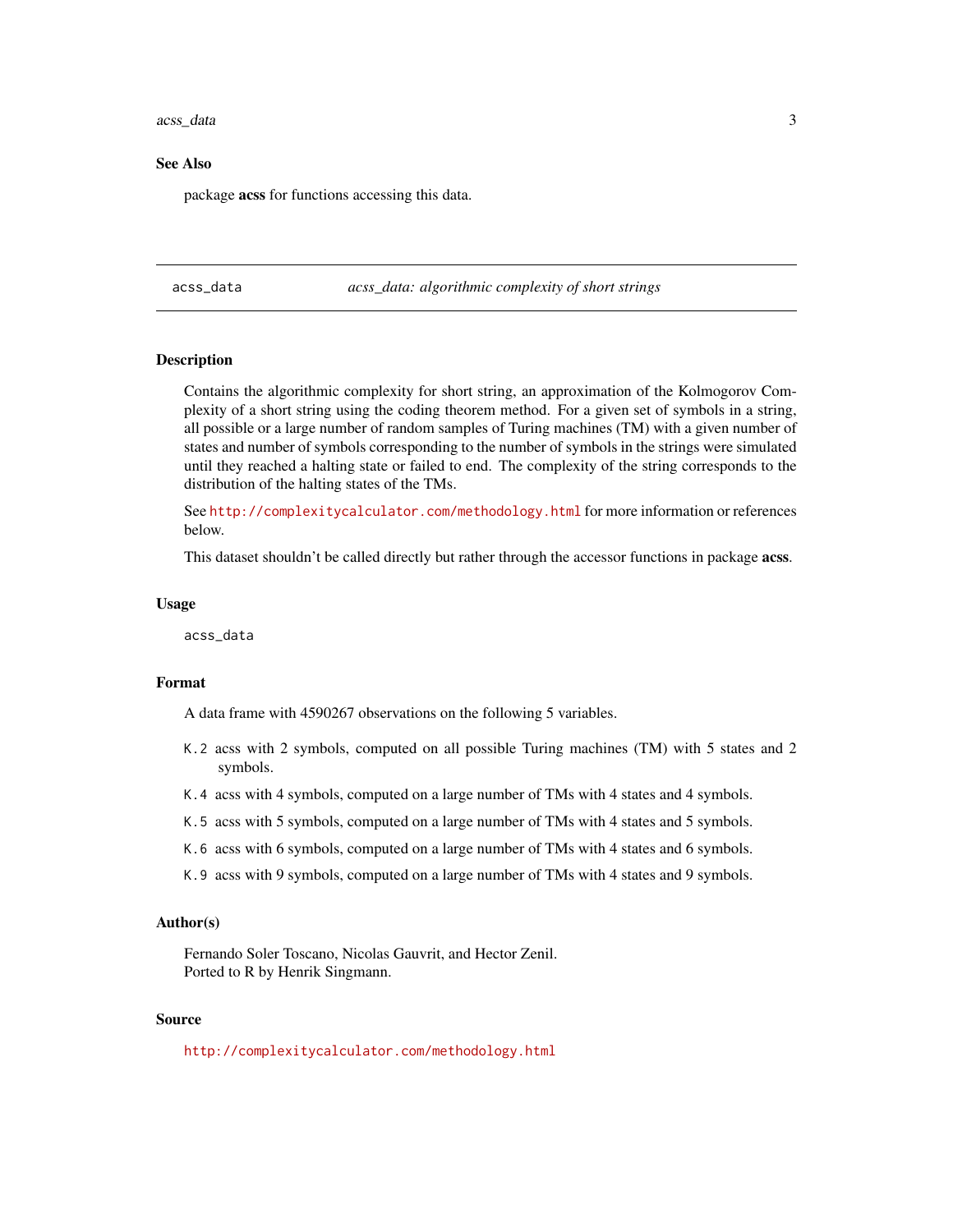### See Also

package **acss** for functions accessing this data.

---

## acss_data — *acss_data: algorithmic complexity of short strings*

### Description

Contains the algorithmic complexity for short string, an approximation of the Kolmogorov Complexity of a short string using the coding theorem method. For a given set of symbols in a string, all possible or a large number of random samples of Turing machines (TM) with a given number of states and number of symbols corresponding to the number of symbols in the strings were simulated until they reached a halting state or failed to end. The complexity of the string corresponds to the distribution of the halting states of the TMs.

See http://complexitycalculator.com/methodology.html for more information or references below.

This dataset shouldn't be called directly but rather through the accessor functions in package **acss**.

### Usage

```
acss_data
```

### Format

A data frame with 4590267 observations on the following 5 variables.

- `K.2` acss with 2 symbols, computed on all possible Turing machines (TM) with 5 states and 2 symbols.
- `K.4` acss with 4 symbols, computed on a large number of TMs with 4 states and 4 symbols.
- `K.5` acss with 5 symbols, computed on a large number of TMs with 4 states and 5 symbols.
- `K.6` acss with 6 symbols, computed on a large number of TMs with 4 states and 6 symbols.
- `K.9` acss with 9 symbols, computed on a large number of TMs with 4 states and 9 symbols.

### Author(s)

Fernando Soler Toscano, Nicolas Gauvrit, and Hector Zenil.
Ported to R by Henrik Singmann.

### Source

http://complexitycalculator.com/methodology.html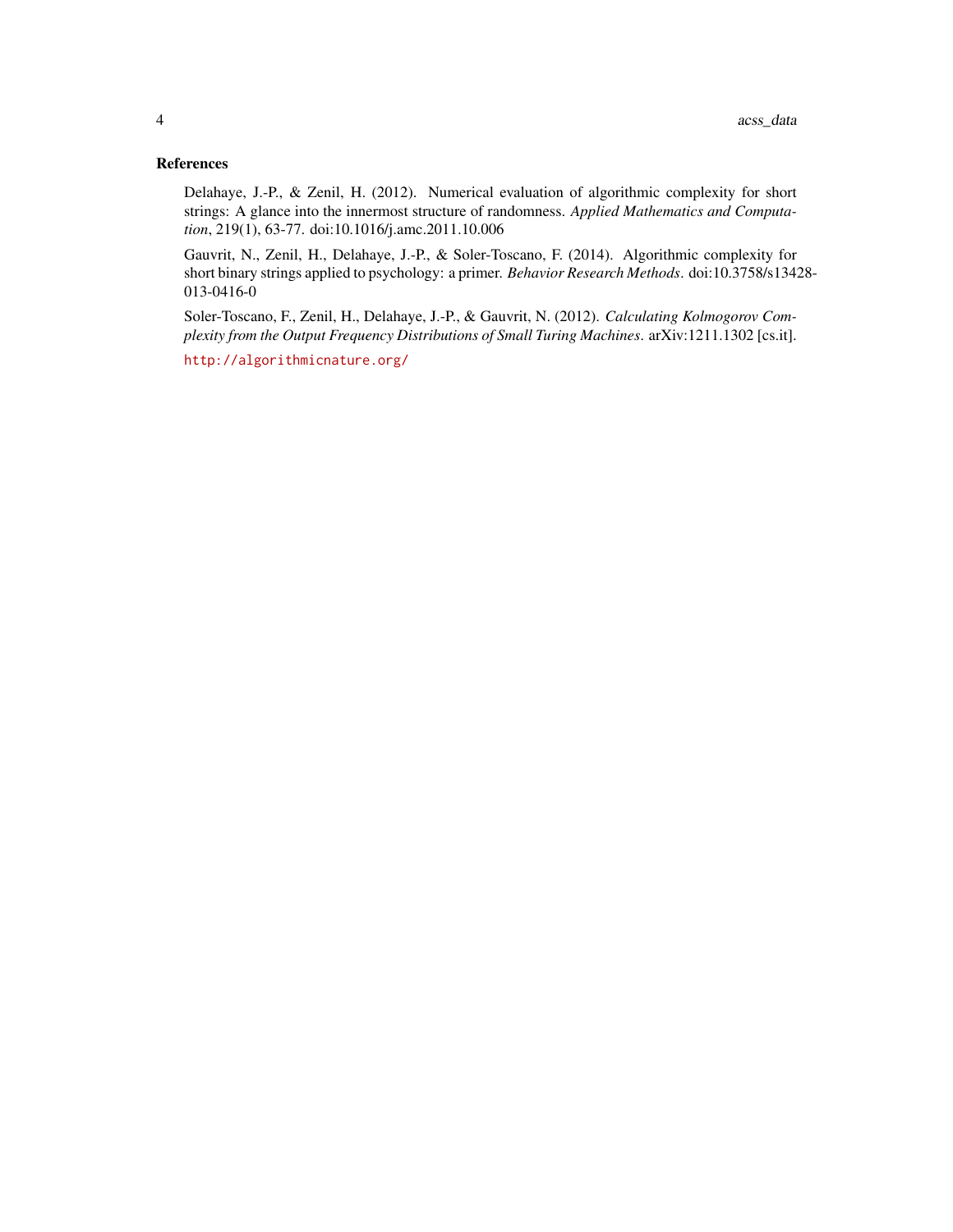### References

Delahaye, J.-P., & Zenil, H. (2012). Numerical evaluation of algorithmic complexity for short strings: A glance into the innermost structure of randomness. *Applied Mathematics and Computation*, 219(1), 63-77. doi:10.1016/j.amc.2011.10.006

Gauvrit, N., Zenil, H., Delahaye, J.-P., & Soler-Toscano, F. (2014). Algorithmic complexity for short binary strings applied to psychology: a primer. *Behavior Research Methods*. doi:10.3758/s13428-013-0416-0

Soler-Toscano, F., Zenil, H., Delahaye, J.-P., & Gauvrit, N. (2012). *Calculating Kolmogorov Complexity from the Output Frequency Distributions of Small Turing Machines*. arXiv:1211.1302 [cs.it].

http://algorithmicnature.org/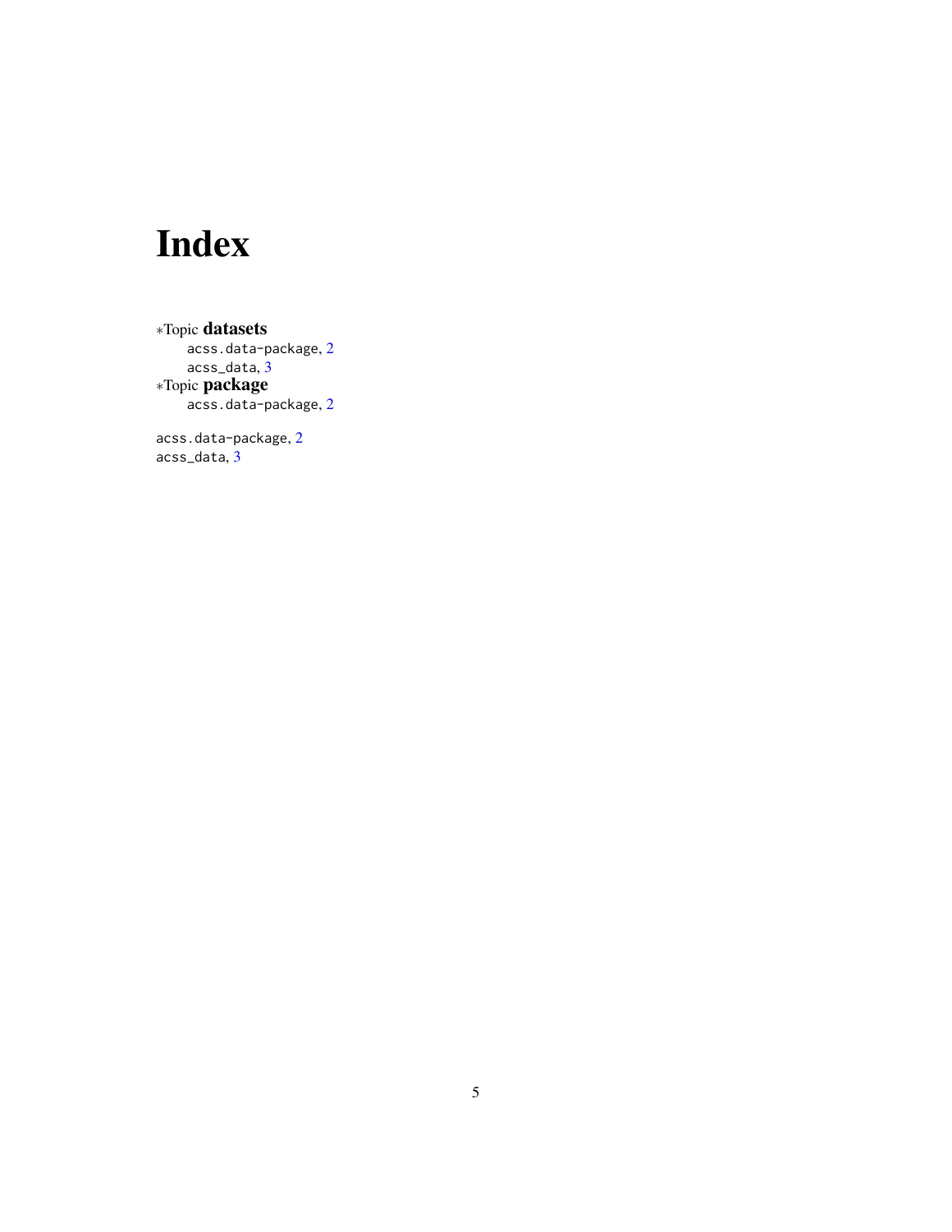# Index

∗Topic **datasets**
- acss.data-package, 2
- acss_data, 3

∗Topic **package**
- acss.data-package, 2

acss.data-package, 2
acss_data, 3